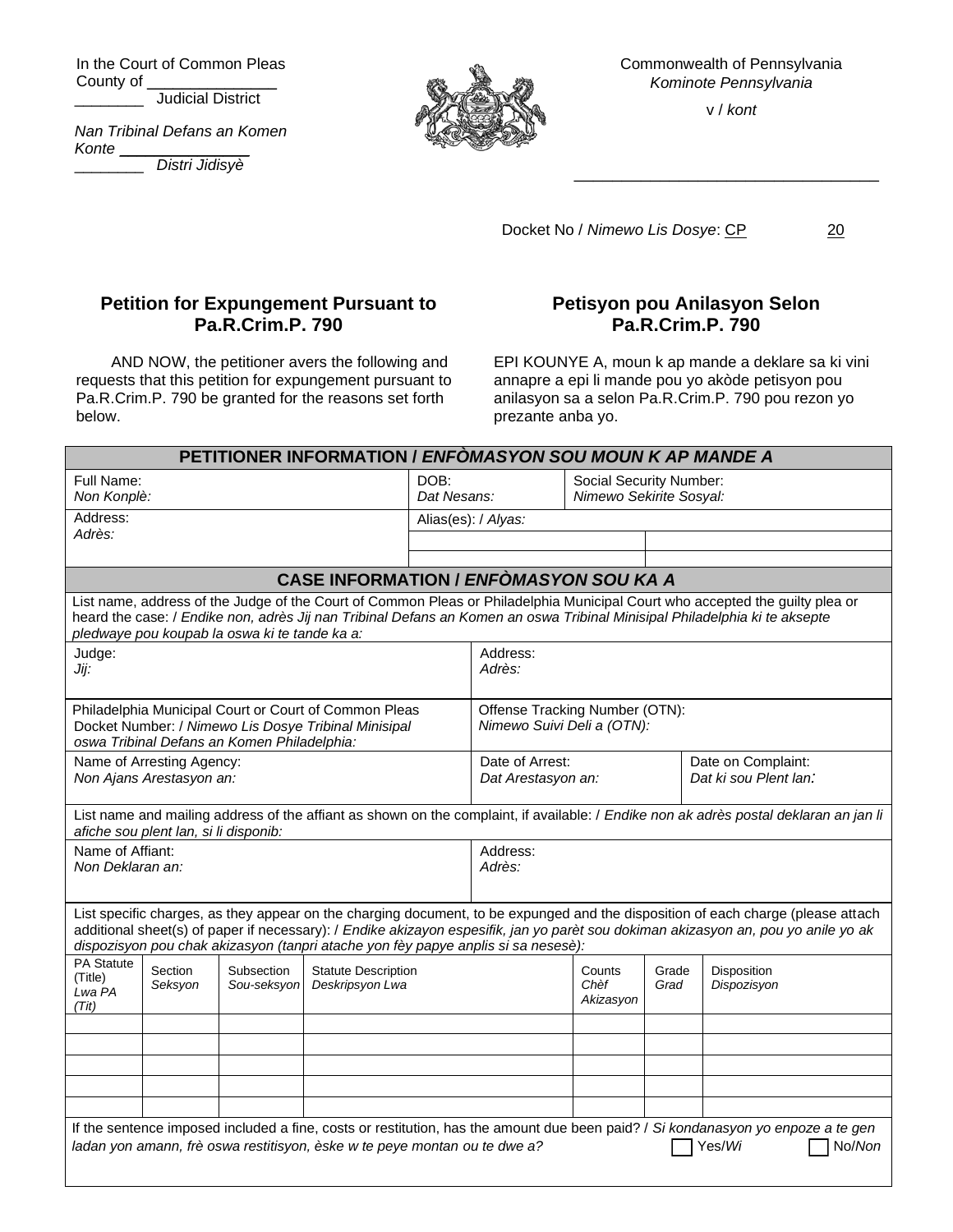In the Court of Common Pleas
County of _______________
________ Judicial District

*Nan Tribinal Defans an Komen*
*Konte _______________*
________ *Distri Jidisyè*

Commonwealth of Pennsylvania
*Kominote Pennsylvania*

v / *kont*

___________________________________

Docket No / *Nimewo Lis Dosye*: CP 20

## Petition for Expungement Pursuant to Pa.R.Crim.P. 790

## Petisyon pou Anilasyon Selon Pa.R.Crim.P. 790

AND NOW, the petitioner avers the following and requests that this petition for expungement pursuant to Pa.R.Crim.P. 790 be granted for the reasons set forth below.

EPI KOUNYE A, moun k ap mande a deklare sa ki vini annapre a epi li mande pou yo akòde petisyon pou anilasyon sa a selon Pa.R.Crim.P. 790 pou rezon yo prezante anba yo.

| **PETITIONER INFORMATION / *ENFÒMASYON SOU MOUN K AP MANDE A*** | | |
|---|---|---|
| Full Name: *Non Konplè:* | DOB: *Dat Nesans:* | Social Security Number: *Nimewo Sekirite Sosyal:* |
| Address: *Adrès:* | Alias(es): / *Alyas:* | |
| | | |
| | | |

| **CASE INFORMATION / *ENFÒMASYON SOU KA A*** | | |
|---|---|---|
| List name, address of the Judge of the Court of Common Pleas or Philadelphia Municipal Court who accepted the guilty plea or heard the case: / *Endike non, adrès Jij nan Tribinal Defans an Komen an oswa Tribinal Minisipal Philadelphia ki te aksepte pledwaye pou koupab la oswa ki te tande ka a:* | | |
| Judge: *Jij:* | Address: *Adrès:* | |
| Philadelphia Municipal Court or Court of Common Pleas Docket Number: / *Nimewo Lis Dosye Tribinal Minisipal oswa Tribinal Defans an Komen Philadelphia:* | Offense Tracking Number (OTN): *Nimewo Suivi Deli a (OTN):* | |
| Name of Arresting Agency: *Non Ajans Arestasyon an:* | Date of Arrest: *Dat Arestasyon an:* | Date on Complaint: *Dat ki sou Plent lan:* |
| List name and mailing address of the affiant as shown on the complaint, if available: / *Endike non ak adrès postal deklaran an jan li afiche sou plent lan, si li disponib:* | | |
| Name of Affiant: *Non Deklaran an:* | Address: *Adrès:* | |

List specific charges, as they appear on the charging document, to be expunged and the disposition of each charge (please attach additional sheet(s) of paper if necessary): / *Endike akizayon espesifik, jan yo parèt sou dokiman akizasyon an, pou yo anile yo ak dispozisyon pou chak akizasyon (tanpri atache yon fèy papye anplis si sa nesesè):*

| PA Statute (Title) *Lwa PA (Tit)* | Section *Seksyon* | Subsection *Sou-seksyon* | Statute Description *Deskripsyon Lwa* | Counts *Chèf Akizasyon* | Grade *Grad* | Disposition *Dispozisyon* |
|---|---|---|---|---|---|---|
| | | | | | | |
| | | | | | | |
| | | | | | | |
| | | | | | | |
| | | | | | | |

If the sentence imposed included a fine, costs or restitution, has the amount due been paid? / *Si kondanasyon yo enpoze a te gen ladan yon amann, frè oswa restitisyon, èske w te peye montan ou te dwe a?* ☐ Yes/*Wi* ☐ No/*Non*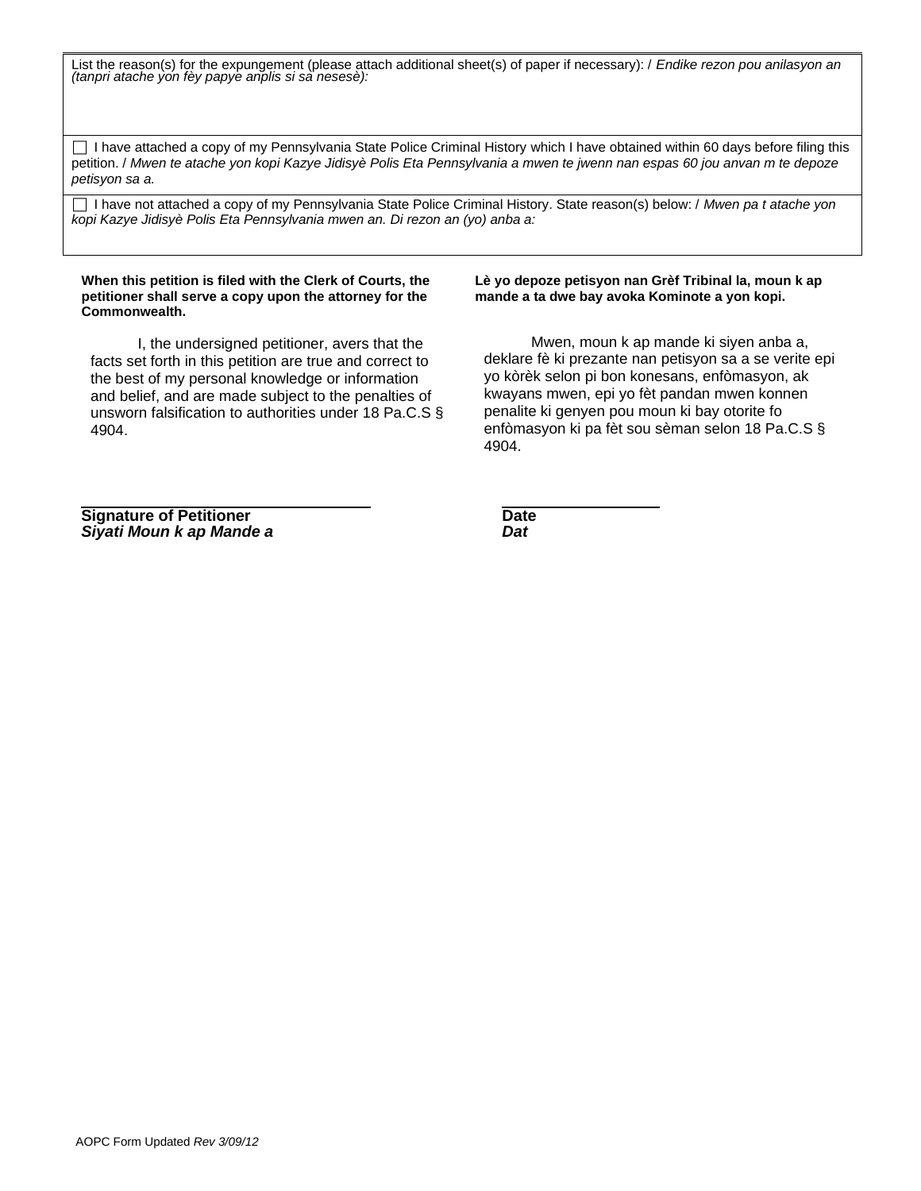List the reason(s) for the expungement (please attach additional sheet(s) of paper if necessary): / *Endike rezon pou anilasyon an (tanpri atache yon fèy papye anplis si sa nesesè):*

☐ I have attached a copy of my Pennsylvania State Police Criminal History which I have obtained within 60 days before filing this petition. / *Mwen te atache yon kopi Kazye Jidisyè Polis Eta Pennsylvania a mwen te jwenn nan espas 60 jou anvan m te depoze petisyon sa a.*

☐ I have not attached a copy of my Pennsylvania State Police Criminal History. State reason(s) below: / *Mwen pa t atache yon kopi Kazye Jidisyè Polis Eta Pennsylvania mwen an. Di rezon an (yo) anba a:*

**When this petition is filed with the Clerk of Courts, the petitioner shall serve a copy upon the attorney for the Commonwealth.**

I, the undersigned petitioner, avers that the facts set forth in this petition are true and correct to the best of my personal knowledge or information and belief, and are made subject to the penalties of unsworn falsification to authorities under 18 Pa.C.S § 4904.

**Lè yo depoze petisyon nan Grèf Tribinal la, moun k ap mande a ta dwe bay avoka Kominote a yon kopi.**

Mwen, moun k ap mande ki siyen anba a, deklare fè ki prezante nan petisyon sa a se verite epi yo kòrèk selon pi bon konesans, enfòmasyon, ak kwayans mwen, epi yo fèt pandan mwen konnen penalite ki genyen pou moun ki bay otorite fo enfòmasyon ki pa fèt sou sèman selon 18 Pa.C.S § 4904.

______________________________
**Signature of Petitioner**
***Siyati Moun k ap Mande a***

______________________________
**Date**
***Dat***

AOPC Form Updated *Rev 3/09/12*